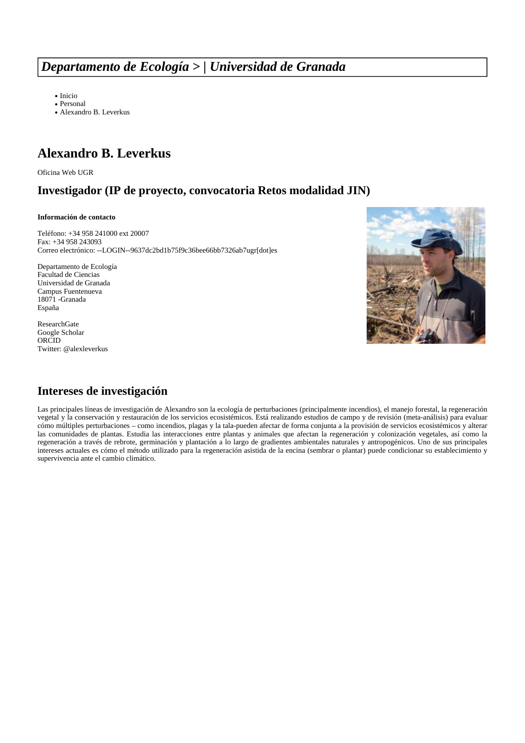# *Departamento de Ecología > | Universidad de Granada*

- Inicio
- Personal
- Alexandro B. Leverkus

## Alexandro B. Leverkus

Oficina Web UGR

### Investigador (IP de proyecto, convocatoria Retos modalidad JIN)

**Información de contacto**

Teléfono: +34 958 241000 ext 20007
Fax: +34 958 243093
Correo electrónico: --LOGIN--9637dc2bd1b75f9c36bee66bb7326ab7ugr[dot]es

Departamento de Ecología
Facultad de Ciencias
Universidad de Granada
Campus Fuentenueva
18071 -Granada
España

ResearchGate
Google Scholar
ORCID
Twitter: @alexleverkus

## Intereses de investigación

Las principales líneas de investigación de Alexandro son la ecología de perturbaciones (principalmente incendios), el manejo forestal, la regeneración vegetal y la conservación y restauración de los servicios ecosistémicos. Está realizando estudios de campo y de revisión (meta-análisis) para evaluar cómo múltiples perturbaciones – como incendios, plagas y la tala-pueden afectar de forma conjunta a la provisión de servicios ecosistémicos y alterar las comunidades de plantas. Estudia las interacciones entre plantas y animales que afectan la regeneración y colonización vegetales, así como la regeneración a través de rebrote, germinación y plantación a lo largo de gradientes ambientales naturales y antropogénicos. Uno de sus principales intereses actuales es cómo el método utilizado para la regeneración asistida de la encina (sembrar o plantar) puede condicionar su establecimiento y supervivencia ante el cambio climático.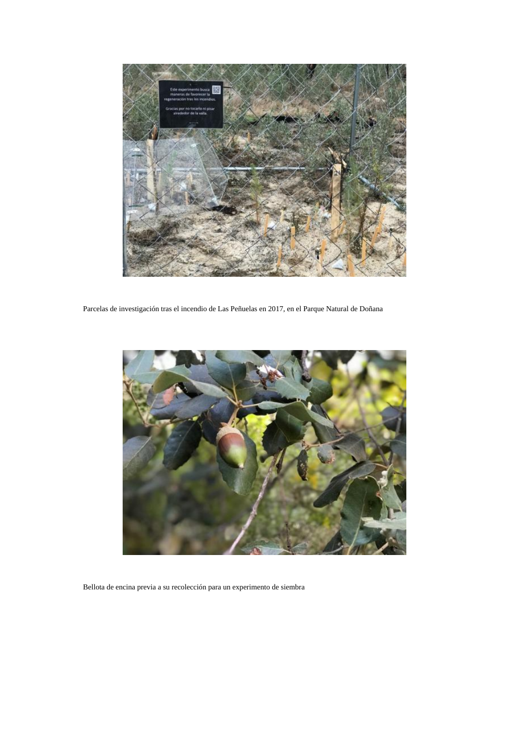Parcelas de investigación tras el incendio de Las Peñuelas en 2017, en el Parque Natural de Doñana

Bellota de encina previa a su recolección para un experimento de siembra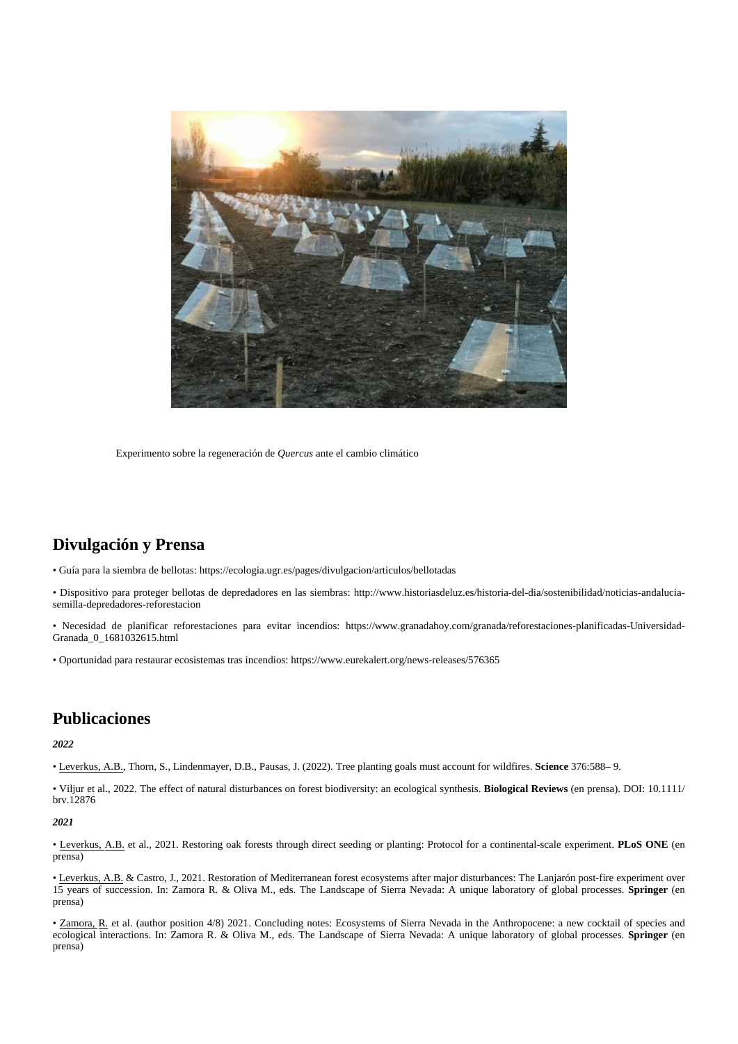Experimento sobre la regeneración de *Quercus* ante el cambio climático

## Divulgación y Prensa

• Guía para la siembra de bellotas: https://ecologia.ugr.es/pages/divulgacion/articulos/bellotadas

• Dispositivo para proteger bellotas de depredadores en las siembras: http://www.historiasdeluz.es/historia-del-dia/sostenibilidad/noticias-andalucia-semilla-depredadores-reforestacion

• Necesidad de planificar reforestaciones para evitar incendios: https://www.granadahoy.com/granada/reforestaciones-planificadas-Universidad-Granada_0_1681032615.html

• Oportunidad para restaurar ecosistemas tras incendios: https://www.eurekalert.org/news-releases/576365

## Publicaciones

***2022***

• Leverkus, A.B., Thorn, S., Lindenmayer, D.B., Pausas, J. (2022). Tree planting goals must account for wildfires. **Science** 376:588– 9.

• Viljur et al., 2022. The effect of natural disturbances on forest biodiversity: an ecological synthesis. **Biological Reviews** (en prensa). DOI: 10.1111/ brv.12876

***2021***

• Leverkus, A.B. et al., 2021. Restoring oak forests through direct seeding or planting: Protocol for a continental-scale experiment. **PLoS ONE** (en prensa)

• Leverkus, A.B. & Castro, J., 2021. Restoration of Mediterranean forest ecosystems after major disturbances: The Lanjarón post-fire experiment over 15 years of succession. In: Zamora R. & Oliva M., eds. The Landscape of Sierra Nevada: A unique laboratory of global processes. **Springer** (en prensa)

• Zamora, R. et al. (author position 4/8) 2021. Concluding notes: Ecosystems of Sierra Nevada in the Anthropocene: a new cocktail of species and ecological interactions. In: Zamora R. & Oliva M., eds. The Landscape of Sierra Nevada: A unique laboratory of global processes. **Springer** (en prensa)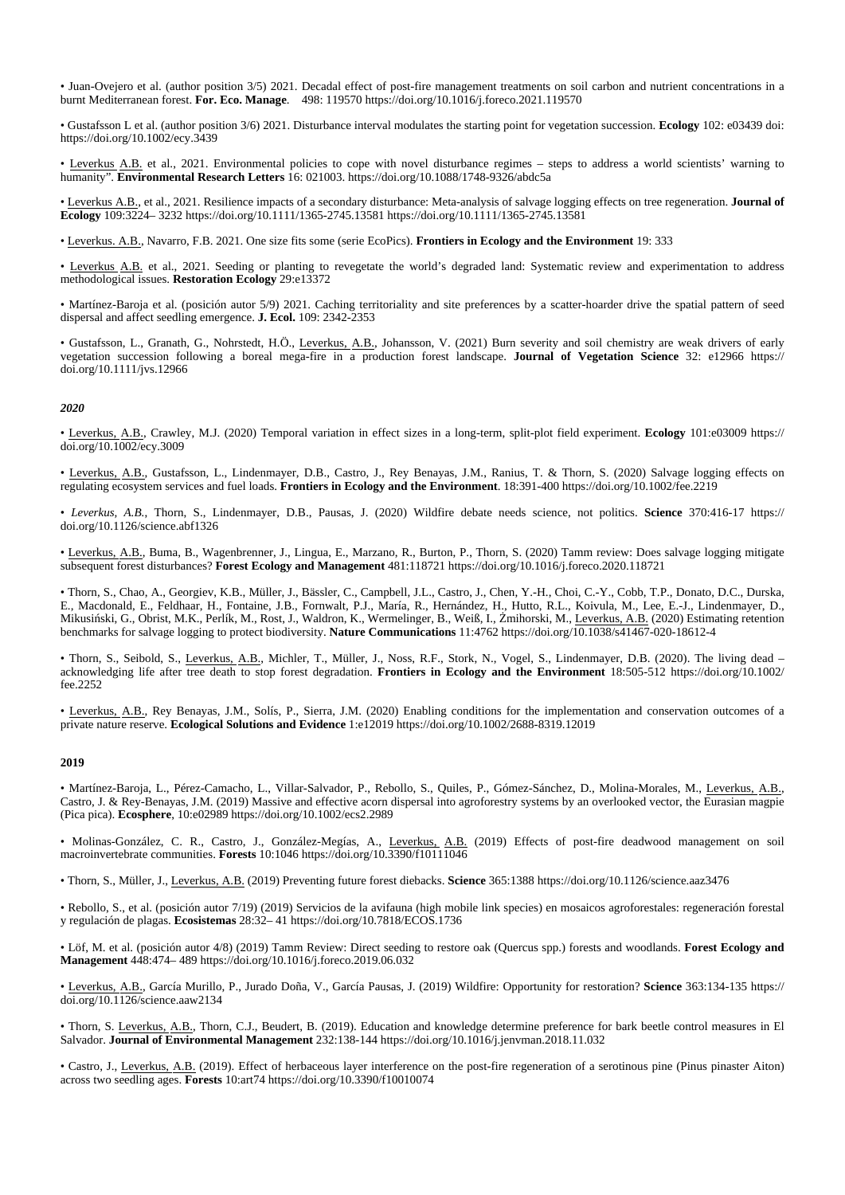• Juan-Ovejero et al. (author position 3/5) 2021. Decadal effect of post-fire management treatments on soil carbon and nutrient concentrations in a burnt Mediterranean forest. **For. Eco. Manage**. 498: 119570 https://doi.org/10.1016/j.foreco.2021.119570

• Gustafsson L et al. (author position 3/6) 2021. Disturbance interval modulates the starting point for vegetation succession. **Ecology** 102: e03439 doi: https://doi.org/10.1002/ecy.3439

• Leverkus A.B. et al., 2021. Environmental policies to cope with novel disturbance regimes – steps to address a world scientists' warning to humanity". **Environmental Research Letters** 16: 021003. https://doi.org/10.1088/1748-9326/abdc5a

• Leverkus A.B., et al., 2021. Resilience impacts of a secondary disturbance: Meta-analysis of salvage logging effects on tree regeneration. **Journal of Ecology** 109:3224– 3232 https://doi.org/10.1111/1365-2745.13581 https://doi.org/10.1111/1365-2745.13581

• Leverkus. A.B., Navarro, F.B. 2021. One size fits some (serie EcoPics). **Frontiers in Ecology and the Environment** 19: 333

• Leverkus A.B. et al., 2021. Seeding or planting to revegetate the world's degraded land: Systematic review and experimentation to address methodological issues. **Restoration Ecology** 29:e13372

• Martínez-Baroja et al. (posición autor 5/9) 2021. Caching territoriality and site preferences by a scatter-hoarder drive the spatial pattern of seed dispersal and affect seedling emergence. **J. Ecol.** 109: 2342-2353

• Gustafsson, L., Granath, G., Nohrstedt, H.Ö., Leverkus, A.B., Johansson, V. (2021) Burn severity and soil chemistry are weak drivers of early vegetation succession following a boreal mega-fire in a production forest landscape. **Journal of Vegetation Science** 32: e12966 https://doi.org/10.1111/jvs.12966

***2020***

• Leverkus, A.B., Crawley, M.J. (2020) Temporal variation in effect sizes in a long-term, split-plot field experiment. **Ecology** 101:e03009 https://doi.org/10.1002/ecy.3009

• Leverkus, A.B., Gustafsson, L., Lindenmayer, D.B., Castro, J., Rey Benayas, J.M., Ranius, T. & Thorn, S. (2020) Salvage logging effects on regulating ecosystem services and fuel loads. **Frontiers in Ecology and the Environment**. 18:391-400 https://doi.org/10.1002/fee.2219

• *Leverkus, A.B.*, Thorn, S., Lindenmayer, D.B., Pausas, J. (2020) Wildfire debate needs science, not politics. **Science** 370:416-17 https://doi.org/10.1126/science.abf1326

• Leverkus, A.B., Buma, B., Wagenbrenner, J., Lingua, E., Marzano, R., Burton, P., Thorn, S. (2020) Tamm review: Does salvage logging mitigate subsequent forest disturbances? **Forest Ecology and Management** 481:118721 https://doi.org/10.1016/j.foreco.2020.118721

• Thorn, S., Chao, A., Georgiev, K.B., Müller, J., Bässler, C., Campbell, J.L., Castro, J., Chen, Y.-H., Choi, C.-Y., Cobb, T.P., Donato, D.C., Durska, E., Macdonald, E., Feldhaar, H., Fontaine, J.B., Fornwalt, P.J., María, R., Hernández, H., Hutto, R.L., Koivula, M., Lee, E.-J., Lindenmayer, D., Mikusiński, G., Obrist, M.K., Perlík, M., Rost, J., Waldron, K., Wermelinger, B., Weiß, I., Żmihorski, M., Leverkus, A.B. (2020) Estimating retention benchmarks for salvage logging to protect biodiversity. **Nature Communications** 11:4762 https://doi.org/10.1038/s41467-020-18612-4

• Thorn, S., Seibold, S., Leverkus, A.B., Michler, T., Müller, J., Noss, R.F., Stork, N., Vogel, S., Lindenmayer, D.B. (2020). The living dead – acknowledging life after tree death to stop forest degradation. **Frontiers in Ecology and the Environment** 18:505-512 https://doi.org/10.1002/fee.2252

• Leverkus, A.B., Rey Benayas, J.M., Solís, P., Sierra, J.M. (2020) Enabling conditions for the implementation and conservation outcomes of a private nature reserve. **Ecological Solutions and Evidence** 1:e12019 https://doi.org/10.1002/2688-8319.12019

**2019**

• Martínez-Baroja, L., Pérez-Camacho, L., Villar-Salvador, P., Rebollo, S., Quiles, P., Gómez-Sánchez, D., Molina-Morales, M., Leverkus, A.B., Castro, J. & Rey-Benayas, J.M. (2019) Massive and effective acorn dispersal into agroforestry systems by an overlooked vector, the Eurasian magpie (Pica pica). **Ecosphere**, 10:e02989 https://doi.org/10.1002/ecs2.2989

• Molinas-González, C. R., Castro, J., González-Megías, A., Leverkus, A.B. (2019) Effects of post-fire deadwood management on soil macroinvertebrate communities. **Forests** 10:1046 https://doi.org/10.3390/f10111046

• Thorn, S., Müller, J., Leverkus, A.B. (2019) Preventing future forest diebacks. **Science** 365:1388 https://doi.org/10.1126/science.aaz3476

• Rebollo, S., et al. (posición autor 7/19) (2019) Servicios de la avifauna (high mobile link species) en mosaicos agroforestales: regeneración forestal y regulación de plagas. **Ecosistemas** 28:32– 41 https://doi.org/10.7818/ECOS.1736

• Löf, M. et al. (posición autor 4/8) (2019) Tamm Review: Direct seeding to restore oak (Quercus spp.) forests and woodlands. **Forest Ecology and Management** 448:474– 489 https://doi.org/10.1016/j.foreco.2019.06.032

• Leverkus, A.B., García Murillo, P., Jurado Doña, V., García Pausas, J. (2019) Wildfire: Opportunity for restoration? **Science** 363:134-135 https://doi.org/10.1126/science.aaw2134

• Thorn, S. Leverkus, A.B., Thorn, C.J., Beudert, B. (2019). Education and knowledge determine preference for bark beetle control measures in El Salvador. **Journal of Environmental Management** 232:138-144 https://doi.org/10.1016/j.jenvman.2018.11.032

• Castro, J., Leverkus, A.B. (2019). Effect of herbaceous layer interference on the post-fire regeneration of a serotinous pine (Pinus pinaster Aiton) across two seedling ages. **Forests** 10:art74 https://doi.org/10.3390/f10010074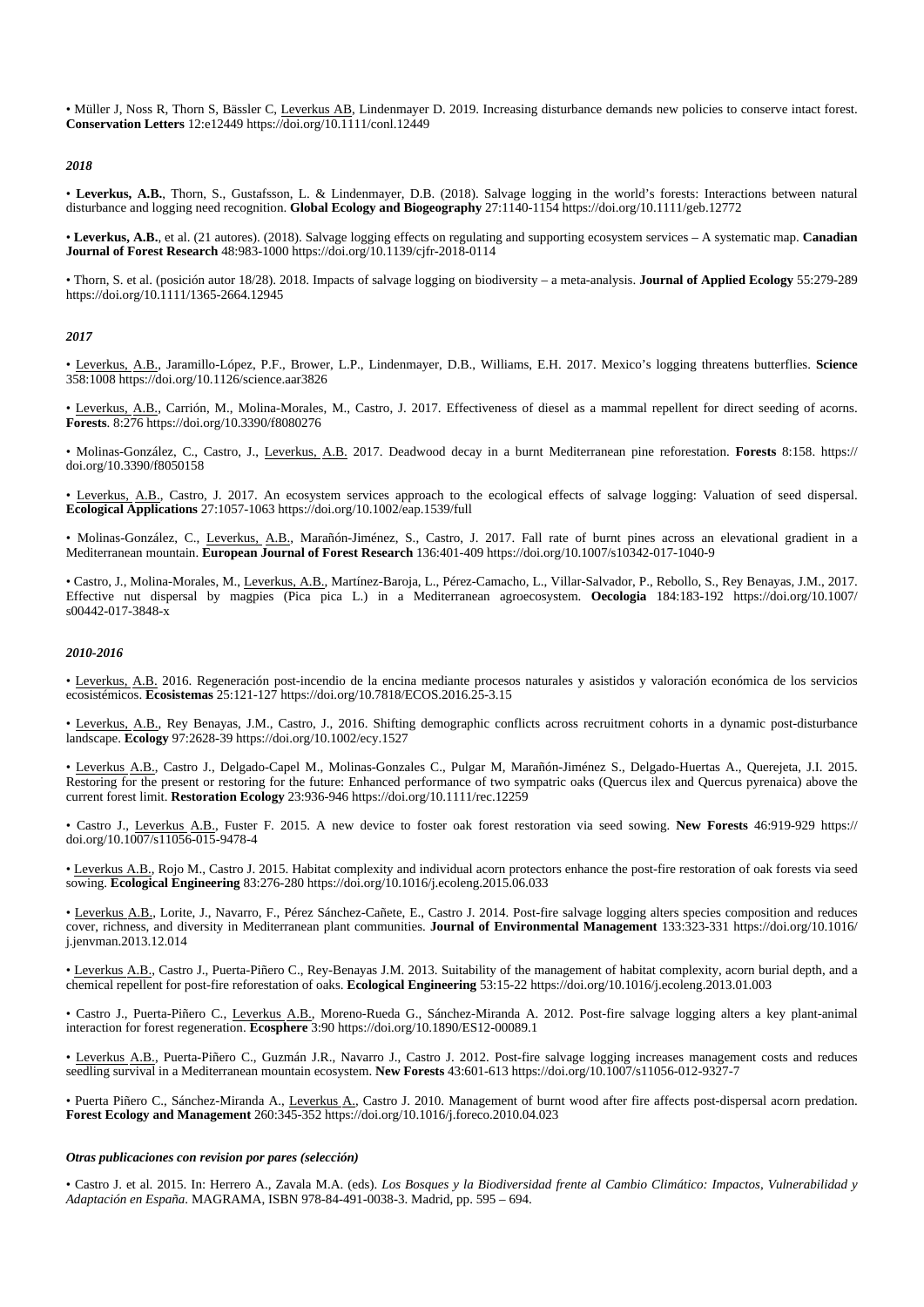• Müller J, Noss R, Thorn S, Bässler C, Leverkus AB, Lindenmayer D. 2019. Increasing disturbance demands new policies to conserve intact forest. **Conservation Letters** 12:e12449 https://doi.org/10.1111/conl.12449

*2018*

• **Leverkus, A.B.**, Thorn, S., Gustafsson, L. & Lindenmayer, D.B. (2018). Salvage logging in the world's forests: Interactions between natural disturbance and logging need recognition. **Global Ecology and Biogeography** 27:1140-1154 https://doi.org/10.1111/geb.12772

• **Leverkus, A.B.**, et al. (21 autores). (2018). Salvage logging effects on regulating and supporting ecosystem services – A systematic map. **Canadian Journal of Forest Research** 48:983-1000 https://doi.org/10.1139/cjfr-2018-0114

• Thorn, S. et al. (posición autor 18/28). 2018. Impacts of salvage logging on biodiversity – a meta-analysis. **Journal of Applied Ecology** 55:279-289 https://doi.org/10.1111/1365-2664.12945

*2017*

• Leverkus, A.B., Jaramillo-López, P.F., Brower, L.P., Lindenmayer, D.B., Williams, E.H. 2017. Mexico's logging threatens butterflies. **Science** 358:1008 https://doi.org/10.1126/science.aar3826

• Leverkus, A.B., Carrión, M., Molina-Morales, M., Castro, J. 2017. Effectiveness of diesel as a mammal repellent for direct seeding of acorns. **Forests**. 8:276 https://doi.org/10.3390/f8080276

• Molinas-González, C., Castro, J., Leverkus, A.B. 2017. Deadwood decay in a burnt Mediterranean pine reforestation. **Forests** 8:158. https://doi.org/10.3390/f8050158

• Leverkus, A.B., Castro, J. 2017. An ecosystem services approach to the ecological effects of salvage logging: Valuation of seed dispersal. **Ecological Applications** 27:1057-1063 https://doi.org/10.1002/eap.1539/full

• Molinas-González, C., Leverkus, A.B., Marañón-Jiménez, S., Castro, J. 2017. Fall rate of burnt pines across an elevational gradient in a Mediterranean mountain. **European Journal of Forest Research** 136:401-409 https://doi.org/10.1007/s10342-017-1040-9

• Castro, J., Molina-Morales, M., Leverkus, A.B., Martínez-Baroja, L., Pérez-Camacho, L., Villar-Salvador, P., Rebollo, S., Rey Benayas, J.M., 2017. Effective nut dispersal by magpies (Pica pica L.) in a Mediterranean agroecosystem. **Oecologia** 184:183-192 https://doi.org/10.1007/s00442-017-3848-x

*2010-2016*

• Leverkus, A.B. 2016. Regeneración post-incendio de la encina mediante procesos naturales y asistidos y valoración económica de los servicios ecosistémicos. **Ecosistemas** 25:121-127 https://doi.org/10.7818/ECOS.2016.25-3.15

• Leverkus, A.B., Rey Benayas, J.M., Castro, J., 2016. Shifting demographic conflicts across recruitment cohorts in a dynamic post-disturbance landscape. **Ecology** 97:2628-39 https://doi.org/10.1002/ecy.1527

• Leverkus A.B., Castro J., Delgado-Capel M., Molinas-Gonzales C., Pulgar M, Marañón-Jiménez S., Delgado-Huertas A., Querejeta, J.I. 2015. Restoring for the present or restoring for the future: Enhanced performance of two sympatric oaks (Quercus ilex and Quercus pyrenaica) above the current forest limit. **Restoration Ecology** 23:936-946 https://doi.org/10.1111/rec.12259

• Castro J., Leverkus A.B., Fuster F. 2015. A new device to foster oak forest restoration via seed sowing. **New Forests** 46:919-929 https://doi.org/10.1007/s11056-015-9478-4

• Leverkus A.B., Rojo M., Castro J. 2015. Habitat complexity and individual acorn protectors enhance the post-fire restoration of oak forests via seed sowing. **Ecological Engineering** 83:276-280 https://doi.org/10.1016/j.ecoleng.2015.06.033

• Leverkus A.B., Lorite, J., Navarro, F., Pérez Sánchez-Cañete, E., Castro J. 2014. Post-fire salvage logging alters species composition and reduces cover, richness, and diversity in Mediterranean plant communities. **Journal of Environmental Management** 133:323-331 https://doi.org/10.1016/j.jenvman.2013.12.014

• Leverkus A.B., Castro J., Puerta-Piñero C., Rey-Benayas J.M. 2013. Suitability of the management of habitat complexity, acorn burial depth, and a chemical repellent for post-fire reforestation of oaks. **Ecological Engineering** 53:15-22 https://doi.org/10.1016/j.ecoleng.2013.01.003

• Castro J., Puerta-Piñero C., Leverkus A.B., Moreno-Rueda G., Sánchez-Miranda A. 2012. Post-fire salvage logging alters a key plant-animal interaction for forest regeneration. **Ecosphere** 3:90 https://doi.org/10.1890/ES12-00089.1

• Leverkus A.B., Puerta-Piñero C., Guzmán J.R., Navarro J., Castro J. 2012. Post-fire salvage logging increases management costs and reduces seedling survival in a Mediterranean mountain ecosystem. **New Forests** 43:601-613 https://doi.org/10.1007/s11056-012-9327-7

• Puerta Piñero C., Sánchez-Miranda A., Leverkus A., Castro J. 2010. Management of burnt wood after fire affects post-dispersal acorn predation. **Forest Ecology and Management** 260:345-352 https://doi.org/10.1016/j.foreco.2010.04.023

***Otras publicaciones con revision por pares (selección)***

• Castro J. et al. 2015. In: Herrero A., Zavala M.A. (eds). *Los Bosques y la Biodiversidad frente al Cambio Climático: Impactos, Vulnerabilidad y Adaptación en España*. MAGRAMA, ISBN 978-84-491-0038-3. Madrid, pp. 595 – 694.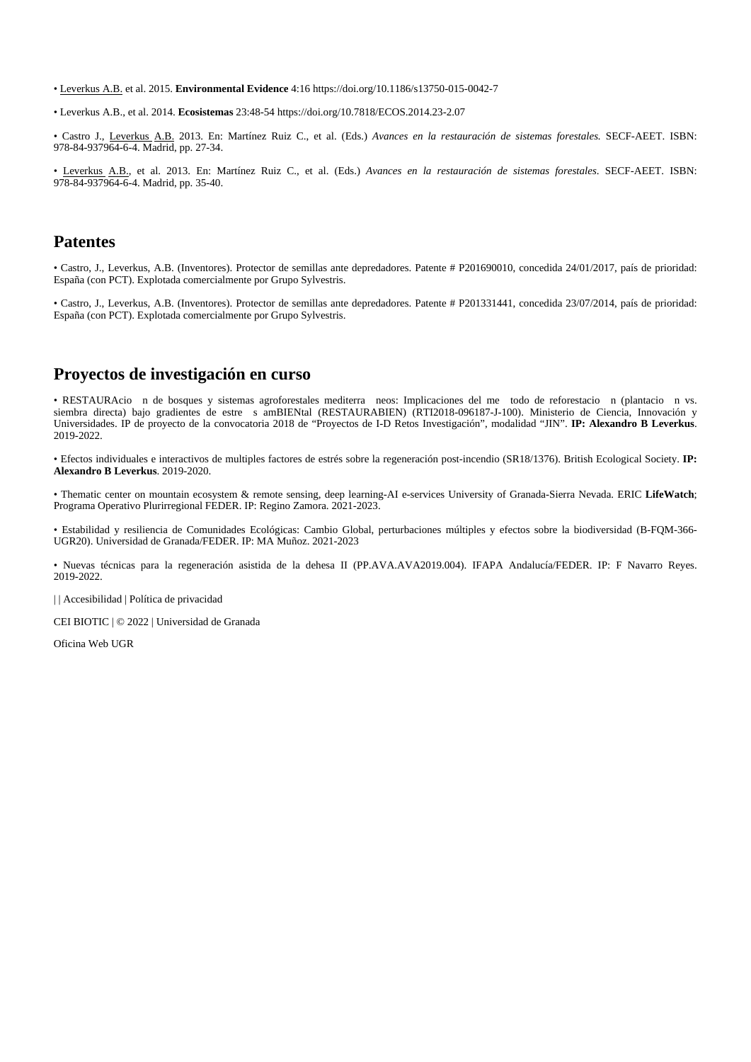• Leverkus A.B. et al. 2015. **Environmental Evidence** 4:16 https://doi.org/10.1186/s13750-015-0042-7

• Leverkus A.B., et al. 2014. **Ecosistemas** 23:48-54 https://doi.org/10.7818/ECOS.2014.23-2.07

• Castro J., Leverkus A.B. 2013. En: Martínez Ruiz C., et al. (Eds.) *Avances en la restauración de sistemas forestales.* SECF-AEET. ISBN: 978-84-937964-6-4. Madrid, pp. 27-34.

• Leverkus A.B., et al. 2013. En: Martínez Ruiz C., et al. (Eds.) *Avances en la restauración de sistemas forestales*. SECF-AEET. ISBN: 978-84-937964-6-4. Madrid, pp. 35-40.

## Patentes

• Castro, J., Leverkus, A.B. (Inventores). Protector de semillas ante depredadores. Patente # P201690010, concedida 24/01/2017, país de prioridad: España (con PCT). Explotada comercialmente por Grupo Sylvestris.

• Castro, J., Leverkus, A.B. (Inventores). Protector de semillas ante depredadores. Patente # P201331441, concedida 23/07/2014, país de prioridad: España (con PCT). Explotada comercialmente por Grupo Sylvestris.

## Proyectos de investigación en curso

• RESTAURAcio n de bosques y sistemas agroforestales mediterra neos: Implicaciones del me todo de reforestacio n (plantacio n vs. siembra directa) bajo gradientes de estre s amBIENtal (RESTAURABIEN) (RTI2018-096187-J-100). Ministerio de Ciencia, Innovación y Universidades. IP de proyecto de la convocatoria 2018 de “Proyectos de I-D Retos Investigación”, modalidad “JIN”. **IP: Alexandro B Leverkus**. 2019-2022.

• Efectos individuales e interactivos de multiples factores de estrés sobre la regeneración post-incendio (SR18/1376). British Ecological Society. **IP: Alexandro B Leverkus**. 2019-2020.

• Thematic center on mountain ecosystem & remote sensing, deep learning-AI e-services University of Granada-Sierra Nevada. ERIC **LifeWatch**; Programa Operativo Plurirregional FEDER. IP: Regino Zamora. 2021-2023.

• Estabilidad y resiliencia de Comunidades Ecológicas: Cambio Global, perturbaciones múltiples y efectos sobre la biodiversidad (B-FQM-366-UGR20). Universidad de Granada/FEDER. IP: MA Muñoz. 2021-2023

• Nuevas técnicas para la regeneración asistida de la dehesa II (PP.AVA.AVA2019.004). IFAPA Andalucía/FEDER. IP: F Navarro Reyes. 2019-2022.

| | Accesibilidad | Política de privacidad

CEI BIOTIC | © 2022 | Universidad de Granada

Oficina Web UGR